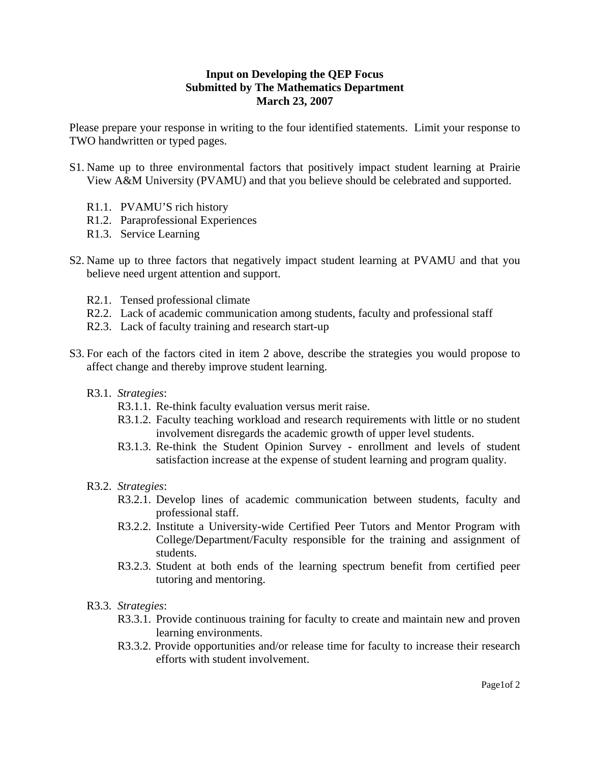**Input on Developing the QEP Focus**
**Submitted by The Mathematics Department**
**March 23, 2007**

Please prepare your response in writing to the four identified statements. Limit your response to TWO handwritten or typed pages.

S1. Name up to three environmental factors that positively impact student learning at Prairie View A&M University (PVAMU) and that you believe should be celebrated and supported.

- R1.1. PVAMU'S rich history
- R1.2. Paraprofessional Experiences
- R1.3. Service Learning

S2. Name up to three factors that negatively impact student learning at PVAMU and that you believe need urgent attention and support.

- R2.1. Tensed professional climate
- R2.2. Lack of academic communication among students, faculty and professional staff
- R2.3. Lack of faculty training and research start-up

S3. For each of the factors cited in item 2 above, describe the strategies you would propose to affect change and thereby improve student learning.

- R3.1. *Strategies*:
  - R3.1.1. Re-think faculty evaluation versus merit raise.
  - R3.1.2. Faculty teaching workload and research requirements with little or no student involvement disregards the academic growth of upper level students.
  - R3.1.3. Re-think the Student Opinion Survey - enrollment and levels of student satisfaction increase at the expense of student learning and program quality.

- R3.2. *Strategies*:
  - R3.2.1. Develop lines of academic communication between students, faculty and professional staff.
  - R3.2.2. Institute a University-wide Certified Peer Tutors and Mentor Program with College/Department/Faculty responsible for the training and assignment of students.
  - R3.2.3. Student at both ends of the learning spectrum benefit from certified peer tutoring and mentoring.

- R3.3. *Strategies*:
  - R3.3.1. Provide continuous training for faculty to create and maintain new and proven learning environments.
  - R3.3.2. Provide opportunities and/or release time for faculty to increase their research efforts with student involvement.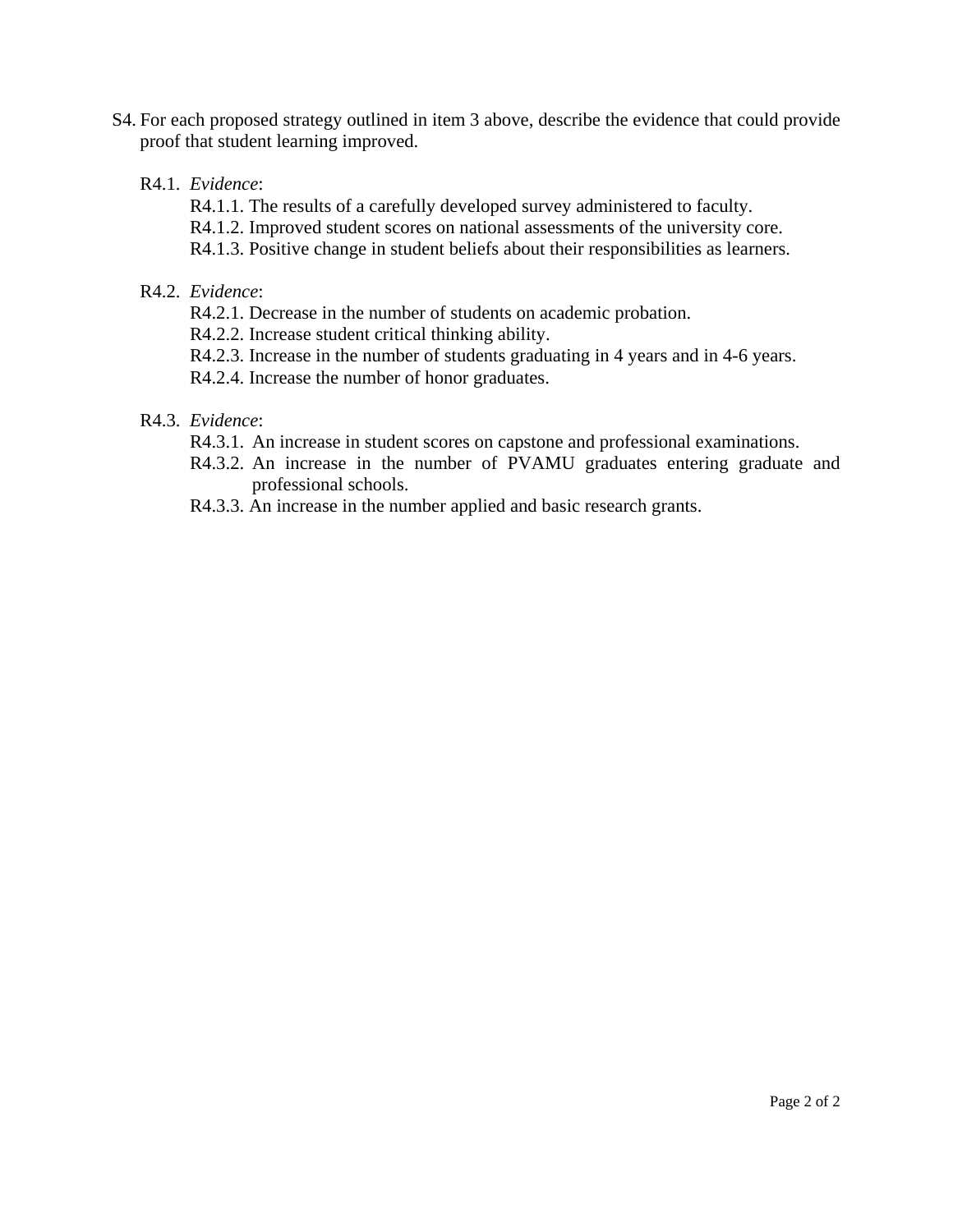S4. For each proposed strategy outlined in item 3 above, describe the evidence that could provide proof that student learning improved.

R4.1. *Evidence*:

- R4.1.1. The results of a carefully developed survey administered to faculty.
- R4.1.2. Improved student scores on national assessments of the university core.
- R4.1.3. Positive change in student beliefs about their responsibilities as learners.

R4.2. *Evidence*:

- R4.2.1. Decrease in the number of students on academic probation.
- R4.2.2. Increase student critical thinking ability.
- R4.2.3. Increase in the number of students graduating in 4 years and in 4-6 years.
- R4.2.4. Increase the number of honor graduates.

R4.3. *Evidence*:

- R4.3.1. An increase in student scores on capstone and professional examinations.
- R4.3.2. An increase in the number of PVAMU graduates entering graduate and professional schools.
- R4.3.3. An increase in the number applied and basic research grants.